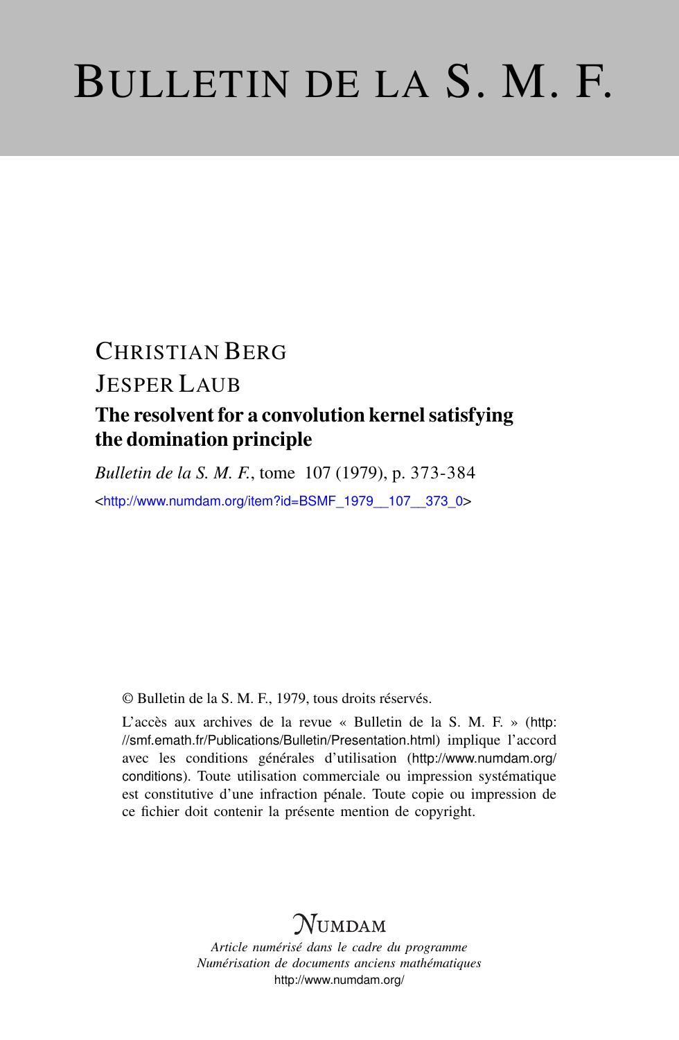# BULLETIN DE LA S. M. F.

CHRISTIAN BERG

JESPER LAUB

## The resolvent for a convolution kernel satisfying the domination principle

*Bulletin de la S. M. F.*, tome 107 (1979), p. 373-384

<http://www.numdam.org/item?id=BSMF_1979__107__373_0>

© Bulletin de la S. M. F., 1979, tous droits réservés.

L'accès aux archives de la revue « Bulletin de la S. M. F. » (http://smf.emath.fr/Publications/Bulletin/Presentation.html) implique l'accord avec les conditions générales d'utilisation (http://www.numdam.org/conditions). Toute utilisation commerciale ou impression systématique est constitutive d'une infraction pénale. Toute copie ou impression de ce fichier doit contenir la présente mention de copyright.

NUMDAM

*Article numérisé dans le cadre du programme Numérisation de documents anciens mathématiques*

http://www.numdam.org/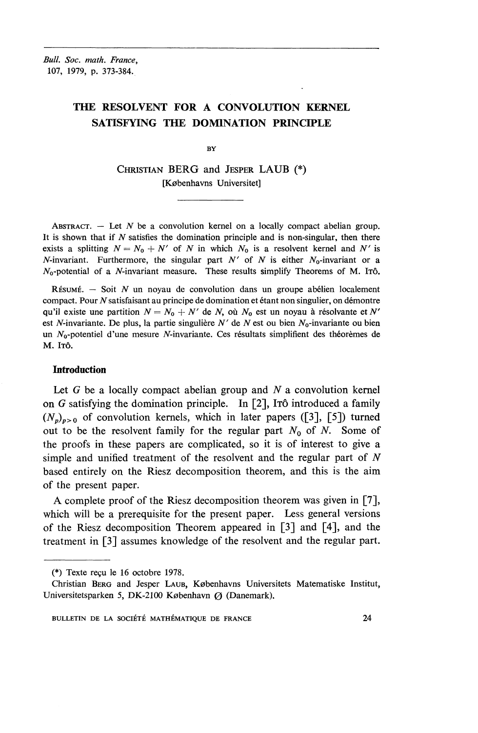Bull. Soc. math. France,
107, 1979, p. 373-384.

# THE RESOLVENT FOR A CONVOLUTION KERNEL SATISFYING THE DOMINATION PRINCIPLE

BY

Christian BERG and Jesper LAUB (*)
[Københavns Universitet]

Abstract. — Let $N$ be a convolution kernel on a locally compact abelian group. It is shown that if $N$ satisfies the domination principle and is non-singular, then there exists a splitting $N = N_0 + N'$ of $N$ in which $N_0$ is a resolvent kernel and $N'$ is $N$-invariant. Furthermore, the singular part $N'$ of $N$ is either $N_0$-invariant or a $N_0$-potential of a $N$-invariant measure. These results simplify Theorems of M. Itô.

Résumé. — Soit $N$ un noyau de convolution dans un groupe abélien localement compact. Pour $N$ satisfaisant au principe de domination et étant non singulier, on démontre qu'il existe une partition $N = N_0 + N'$ de $N$, où $N_0$ est un noyau à résolvante et $N'$ est $N$-invariante. De plus, la partie singulière $N'$ de $N$ est ou bien $N_0$-invariante ou bien un $N_0$-potentiel d'une mesure $N$-invariante. Ces résultats simplifient des théorèmes de M. Itô.

## Introduction

Let $G$ be a locally compact abelian group and $N$ a convolution kernel on $G$ satisfying the domination principle. In [2], Itô introduced a family $(N_p)_{p>0}$ of convolution kernels, which in later papers ([3], [5]) turned out to be the resolvent family for the regular part $N_0$ of $N$. Some of the proofs in these papers are complicated, so it is of interest to give a simple and unified treatment of the resolvent and the regular part of $N$ based entirely on the Riesz decomposition theorem, and this is the aim of the present paper.

A complete proof of the Riesz decomposition theorem was given in [7], which will be a prerequisite for the present paper. Less general versions of the Riesz decomposition Theorem appeared in [3] and [4], and the treatment in [3] assumes knowledge of the resolvent and the regular part.

(*) Texte reçu le 16 octobre 1978.

Christian Berg and Jesper Laub, Københavns Universitets Matematiske Institut, Universitetsparken 5, DK-2100 København Ø (Danemark).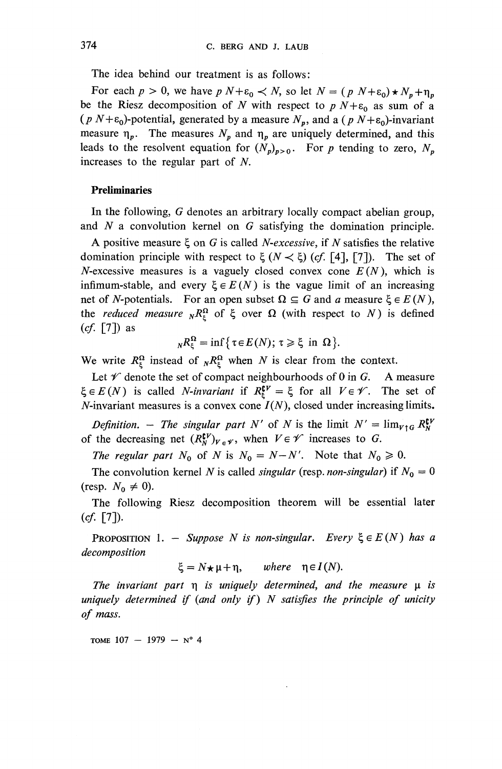The idea behind our treatment is as follows:

For each $p > 0$, we have $p\,N+\varepsilon_0 \prec N$, so let $N = (p\,N+\varepsilon_0)\star N_p+\eta_p$ be the Riesz decomposition of $N$ with respect to $p\,N+\varepsilon_0$ as sum of a $(p\,N+\varepsilon_0)$-potential, generated by a measure $N_p$, and a $(p\,N+\varepsilon_0)$-invariant measure $\eta_p$. The measures $N_p$ and $\eta_p$ are uniquely determined, and this leads to the resolvent equation for $(N_p)_{p>0}$. For $p$ tending to zero, $N_p$ increases to the regular part of $N$.

## Preliminaries

In the following, $G$ denotes an arbitrary locally compact abelian group, and $N$ a convolution kernel on $G$ satisfying the domination principle.

A positive measure $\xi$ on $G$ is called *N-excessive*, if $N$ satisfies the relative domination principle with respect to $\xi$ ($N \prec \xi$) (*cf.* [4], [7]). The set of $N$-excessive measures is a vaguely closed convex cone $E(N)$, which is infimum-stable, and every $\xi \in E(N)$ is the vague limit of an increasing net of $N$-potentials. For an open subset $\Omega \subseteq G$ and a measure $\xi \in E(N)$, the *reduced measure* ${}_N R_\xi^\Omega$ of $\xi$ over $\Omega$ (with respect to $N$) is defined (*cf.* [7]) as

$$ {}_N R_\xi^\Omega = \inf\{\tau \in E(N);\ \tau \geqslant \xi \text{ in } \Omega\}. $$

We write $R_\xi^\Omega$ instead of ${}_N R_\xi^\Omega$ when $N$ is clear from the context.

Let $\mathscr{V}$ denote the set of compact neighbourhoods of 0 in $G$. A measure $\xi \in E(N)$ is called *N-invariant* if $R_\xi^{\complement V} = \xi$ for all $V \in \mathscr{V}$. The set of $N$-invariant measures is a convex cone $I(N)$, closed under increasing limits.

*Definition.* — *The singular part $N'$ of $N$ is the limit $N' = \lim_{V \uparrow G} R_N^{\complement V}$ of the decreasing net $(R_N^{\complement V})_{V\in\mathscr{V}}$, when $V \in \mathscr{V}$ increases to $G$.*

*The regular part $N_0$ of $N$ is $N_0 = N - N'$.* Note that $N_0 \geqslant 0$.

The convolution kernel $N$ is called *singular* (resp. *non-singular*) if $N_0 = 0$ (resp. $N_0 \neq 0$).

The following Riesz decomposition theorem will be essential later (*cf.* [7]).

PROPOSITION 1. — *Suppose $N$ is non-singular. Every $\xi \in E(N)$ has a decomposition*

$$ \xi = N \star \mu + \eta, \qquad \textit{where} \quad \eta \in I(N). $$

*The invariant part $\eta$ is uniquely determined, and the measure $\mu$ is uniquely determined if (and only if) $N$ satisfies the principle of unicity of mass.*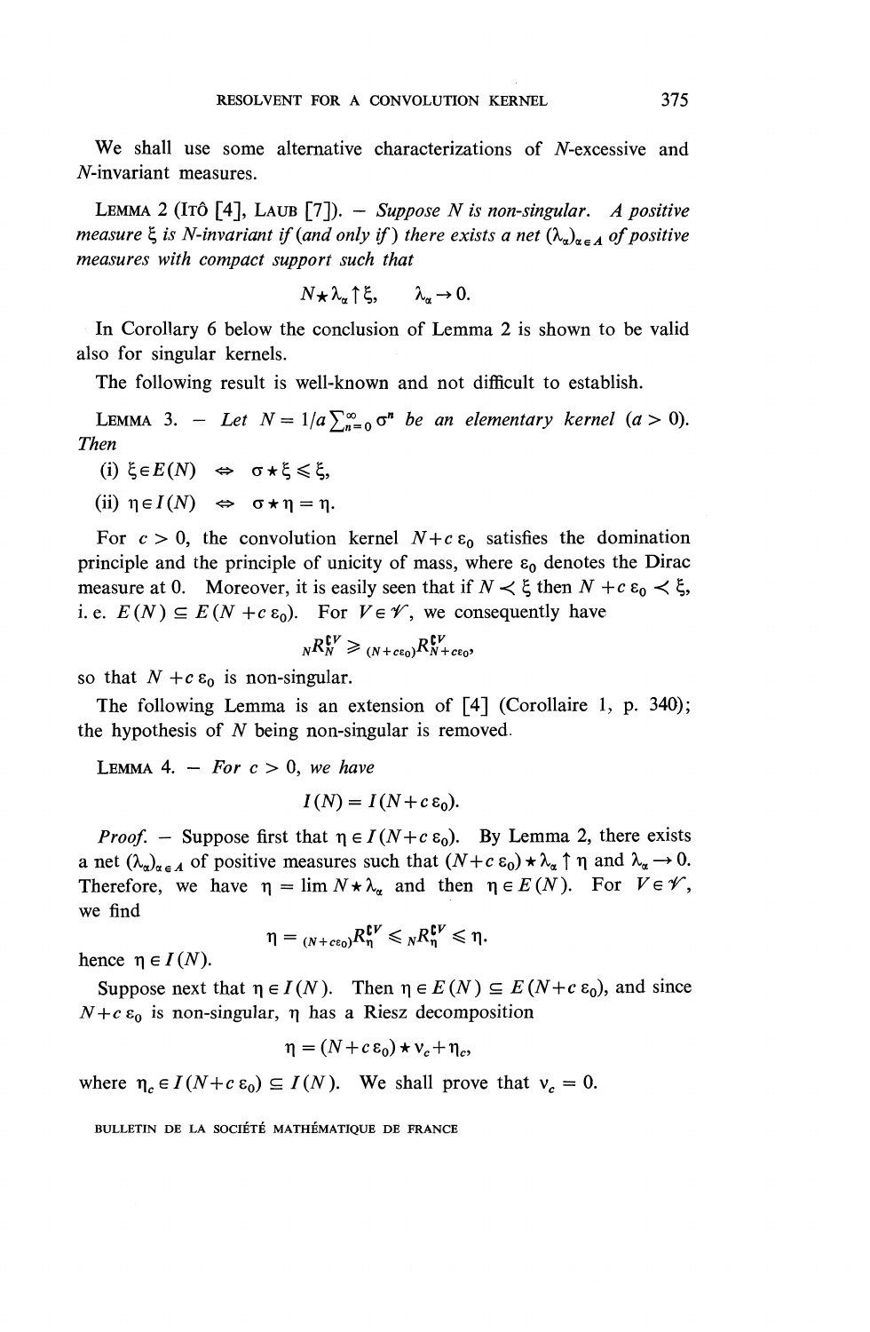We shall use some alternative characterizations of $N$-excessive and $N$-invariant measures.

LEMMA 2 (ITÔ [4], LAUB [7]). — *Suppose $N$ is non-singular. A positive measure $\xi$ is $N$-invariant if (and only if) there exists a net $(\lambda_\alpha)_{\alpha \in A}$ of positive measures with compact support such that*

$$N \star \lambda_\alpha \uparrow \xi, \qquad \lambda_\alpha \to 0.$$

In Corollary 6 below the conclusion of Lemma 2 is shown to be valid also for singular kernels.

The following result is well-known and not difficult to establish.

LEMMA 3. — *Let $N = 1/a \sum_{n=0}^{\infty} \sigma^n$ be an elementary kernel ($a > 0$). Then*

(i) $\xi \in E(N) \iff \sigma \star \xi \leqslant \xi$,

(ii) $\eta \in I(N) \iff \sigma \star \eta = \eta$.

For $c > 0$, the convolution kernel $N + c\,\varepsilon_0$ satisfies the domination principle and the principle of unicity of mass, where $\varepsilon_0$ denotes the Dirac measure at 0. Moreover, it is easily seen that if $N \prec \xi$ then $N + c\,\varepsilon_0 \prec \xi$, i. e. $E(N) \subseteq E(N + c\,\varepsilon_0)$. For $V \in \mathscr{V}$, we consequently have

$${}_N R_N^{\complement V} \geqslant {}_{(N+c\varepsilon_0)}R_{N+c\varepsilon_0}^{\complement V},$$

so that $N + c\,\varepsilon_0$ is non-singular.

The following Lemma is an extension of [4] (Corollaire 1, p. 340); the hypothesis of $N$ being non-singular is removed.

LEMMA 4. — *For $c > 0$, we have*

$$I(N) = I(N + c\,\varepsilon_0).$$

*Proof.* — Suppose first that $\eta \in I(N + c\,\varepsilon_0)$. By Lemma 2, there exists a net $(\lambda_\alpha)_{\alpha \in A}$ of positive measures such that $(N + c\,\varepsilon_0) \star \lambda_\alpha \uparrow \eta$ and $\lambda_\alpha \to 0$. Therefore, we have $\eta = \lim N \star \lambda_\alpha$ and then $\eta \in E(N)$. For $V \in \mathscr{V}$, we find

$$\eta = {}_{(N+c\varepsilon_0)}R_\eta^{\complement V} \leqslant {}_N R_\eta^{\complement V} \leqslant \eta.$$

hence $\eta \in I(N)$.

Suppose next that $\eta \in I(N)$. Then $\eta \in E(N) \subseteq E(N + c\,\varepsilon_0)$, and since $N + c\,\varepsilon_0$ is non-singular, $\eta$ has a Riesz decomposition

$$\eta = (N + c\,\varepsilon_0) \star \nu_c + \eta_c,$$

where $\eta_c \in I(N + c\,\varepsilon_0) \subseteq I(N)$. We shall prove that $\nu_c = 0$.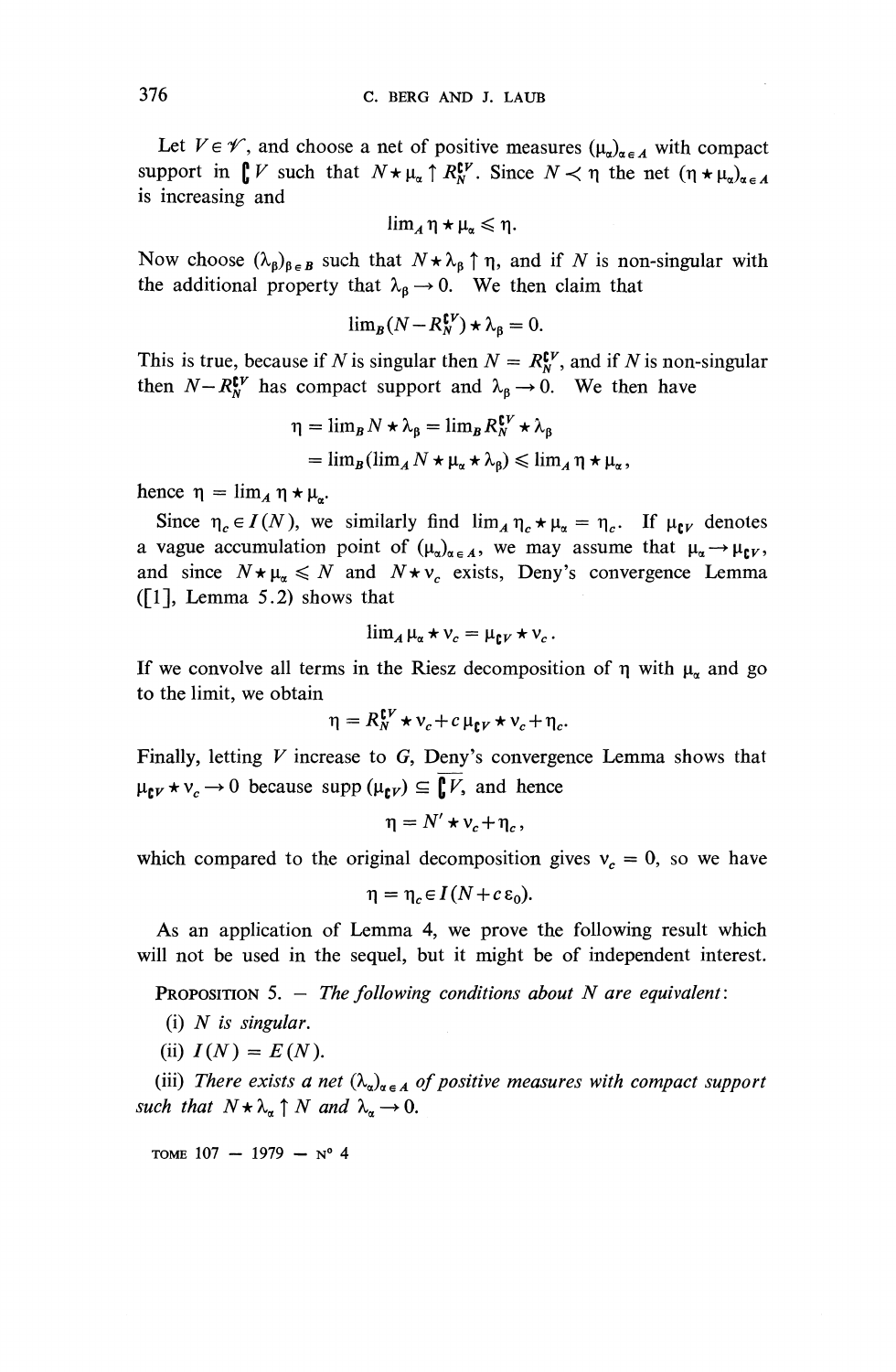Let $V \in \mathscr{V}$, and choose a net of positive measures $(\mu_\alpha)_{\alpha \in A}$ with compact support in $\complement V$ such that $N \star \mu_\alpha \uparrow R_N^{\complement V}$. Since $N \prec \eta$ the net $(\eta \star \mu_\alpha)_{\alpha \in A}$ is increasing and

$$\lim_A \eta \star \mu_\alpha \leqslant \eta.$$

Now choose $(\lambda_\beta)_{\beta \in B}$ such that $N \star \lambda_\beta \uparrow \eta$, and if $N$ is non-singular with the additional property that $\lambda_\beta \to 0$. We then claim that

$$\lim_B (N - R_N^{\complement V}) \star \lambda_\beta = 0.$$

This is true, because if $N$ is singular then $N = R_N^{\complement V}$, and if $N$ is non-singular then $N - R_N^{\complement V}$ has compact support and $\lambda_\beta \to 0$. We then have

$$\eta = \lim_B N \star \lambda_\beta = \lim_B R_N^{\complement V} \star \lambda_\beta$$
$$= \lim_B (\lim_A N \star \mu_\alpha \star \lambda_\beta) \leqslant \lim_A \eta \star \mu_\alpha,$$

hence $\eta = \lim_A \eta \star \mu_\alpha$.

Since $\eta_c \in I(N)$, we similarly find $\lim_A \eta_c \star \mu_\alpha = \eta_c$. If $\mu_{\complement V}$ denotes a vague accumulation point of $(\mu_\alpha)_{\alpha \in A}$, we may assume that $\mu_\alpha \to \mu_{\complement V}$, and since $N \star \mu_\alpha \leqslant N$ and $N \star \nu_c$ exists, Deny's convergence Lemma ([1], Lemma 5.2) shows that

$$\lim_A \mu_\alpha \star \nu_c = \mu_{\complement V} \star \nu_c.$$

If we convolve all terms in the Riesz decomposition of $\eta$ with $\mu_\alpha$ and go to the limit, we obtain

$$\eta = R_N^{\complement V} \star \nu_c + c\, \mu_{\complement V} \star \nu_c + \eta_c.$$

Finally, letting $V$ increase to $G$, Deny's convergence Lemma shows that $\mu_{\complement V} \star \nu_c \to 0$ because $\operatorname{supp}(\mu_{\complement V}) \subseteq \overline{\complement V}$, and hence

$$\eta = N' \star \nu_c + \eta_c,$$

which compared to the original decomposition gives $\nu_c = 0$, so we have

$$\eta = \eta_c \in I(N + c\,\varepsilon_0).$$

As an application of Lemma 4, we prove the following result which will not be used in the sequel, but it might be of independent interest.

PROPOSITION 5. — *The following conditions about $N$ are equivalent*:

(i) *$N$ is singular.*

(ii) $I(N) = E(N)$.

(iii) *There exists a net $(\lambda_\alpha)_{\alpha \in A}$ of positive measures with compact support such that $N \star \lambda_\alpha \uparrow N$ and $\lambda_\alpha \to 0$.*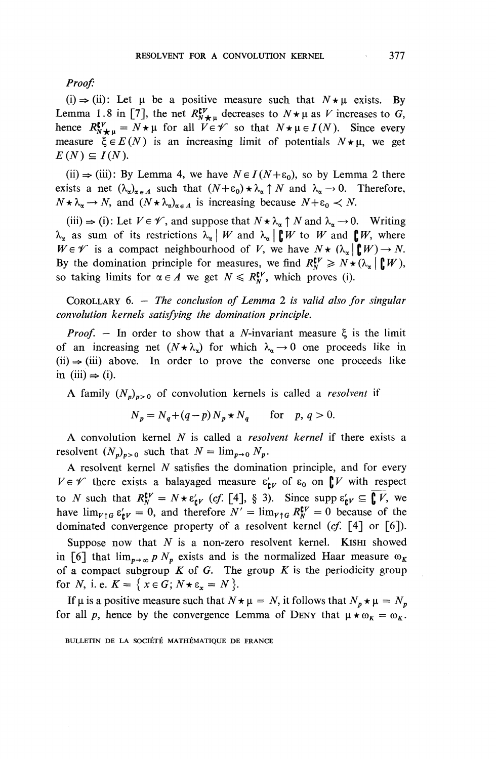*Proof:*

(i) $\Rightarrow$ (ii): Let $\mu$ be a positive measure such that $N \star \mu$ exists. By Lemma 1.8 in [7], the net $R_{N \star \mu}^{\complement V}$ decreases to $N \star \mu$ as $V$ increases to $G$, hence $R_{N \star \mu}^{\complement V} = N \star \mu$ for all $V \in \mathscr{V}$ so that $N \star \mu \in I(N)$. Since every measure $\xi \in E(N)$ is an increasing limit of potentials $N \star \mu$, we get $E(N) \subseteq I(N)$.

(ii) $\Rightarrow$ (iii): By Lemma 4, we have $N \in I(N + \varepsilon_0)$, so by Lemma 2 there exists a net $(\lambda_\alpha)_{\alpha \in A}$ such that $(N + \varepsilon_0) \star \lambda_\alpha \uparrow N$ and $\lambda_\alpha \to 0$. Therefore, $N \star \lambda_\alpha \to N$, and $(N \star \lambda_\alpha)_{\alpha \in A}$ is increasing because $N + \varepsilon_0 \prec N$.

(iii) $\Rightarrow$ (i): Let $V \in \mathscr{V}$, and suppose that $N \star \lambda_\alpha \uparrow N$ and $\lambda_\alpha \to 0$. Writing $\lambda_\alpha$ as sum of its restrictions $\lambda_\alpha \mid W$ and $\lambda_\alpha \mid \complement W$ to $W$ and $\complement W$, where $W \in \mathscr{V}$ is a compact neighbourhood of $V$, we have $N \star (\lambda_\alpha \mid \complement W) \to N$. By the domination principle for measures, we find $R_N^{\complement V} \geqslant N \star (\lambda_\alpha \mid \complement W)$, so taking limits for $\alpha \in A$ we get $N \leqslant R_N^{\complement V}$, which proves (i).

COROLLARY 6. — *The conclusion of Lemma 2 is valid also for singular convolution kernels satisfying the domination principle.*

*Proof.* — In order to show that a $N$-invariant measure $\xi$ is the limit of an increasing net $(N \star \lambda_\alpha)$ for which $\lambda_\alpha \to 0$ one proceeds like in (ii) $\Rightarrow$ (iii) above. In order to prove the converse one proceeds like in (iii) $\Rightarrow$ (i).

A family $(N_p)_{p > 0}$ of convolution kernels is called a *resolvent* if

$$N_p = N_q + (q - p) N_p \star N_q \qquad \text{for} \quad p, q > 0.$$

A convolution kernel $N$ is called a *resolvent kernel* if there exists a resolvent $(N_p)_{p > 0}$ such that $N = \lim_{p \to 0} N_p$.

A resolvent kernel $N$ satisfies the domination principle, and for every $V \in \mathscr{V}$ there exists a balayaged measure $\varepsilon'_{\complement V}$ of $\varepsilon_0$ on $\complement V$ with respect to $N$ such that $R_N^{\complement V} = N \star \varepsilon'_{\complement V}$ (*cf.* [4], § 3). Since $\operatorname{supp} \varepsilon'_{\complement V} \subseteq \overline{\complement V}$, we have $\lim_{V \uparrow G} \varepsilon'_{\complement V} = 0$, and therefore $N' = \lim_{V \uparrow G} R_N^{\complement V} = 0$ because of the dominated convergence property of a resolvent kernel (*cf.* [4] or [6]).

Suppose now that $N$ is a non-zero resolvent kernel. KISHI showed in [6] that $\lim_{p \to \infty} p N_p$ exists and is the normalized Haar measure $\omega_K$ of a compact subgroup $K$ of $G$. The group $K$ is the periodicity group for $N$, i. e. $K = \{ x \in G; N \star \varepsilon_x = N \}$.

If $\mu$ is a positive measure such that $N \star \mu = N$, it follows that $N_p \star \mu = N_p$ for all $p$, hence by the convergence Lemma of DENY that $\mu \star \omega_K = \omega_K$.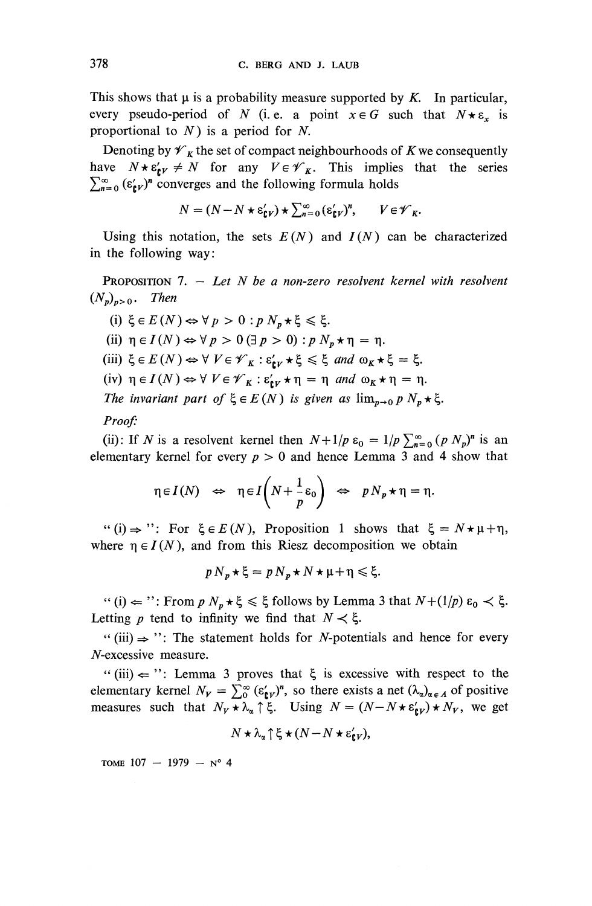This shows that $\mu$ is a probability measure supported by $K$. In particular, every pseudo-period of $N$ (i. e. a point $x \in G$ such that $N \star \varepsilon_x$ is proportional to $N$) is a period for $N$.

Denoting by $\mathscr{V}_K$ the set of compact neighbourhoods of $K$ we consequently have $N \star \varepsilon'_{\complement V} \neq N$ for any $V \in \mathscr{V}_K$. This implies that the series $\sum_{n=0}^{\infty} (\varepsilon'_{\complement V})^n$ converges and the following formula holds

$$N = (N - N \star \varepsilon'_{\complement V}) \star \textstyle\sum_{n=0}^{\infty} (\varepsilon'_{\complement V})^n, \qquad V \in \mathscr{V}_K.$$

Using this notation, the sets $E(N)$ and $I(N)$ can be characterized in the following way:

PROPOSITION 7. — *Let $N$ be a non-zero resolvent kernel with resolvent $(N_p)_{p>0}$. Then*

(i) $\xi \in E(N) \Leftrightarrow \forall\, p > 0 : p\, N_p \star \xi \leqslant \xi$.

(ii) $\eta \in I(N) \Leftrightarrow \forall\, p > 0\, (\exists\, p > 0) : p\, N_p \star \eta = \eta$.

(iii) $\xi \in E(N) \Leftrightarrow \forall\, V \in \mathscr{V}_K : \varepsilon'_{\complement V} \star \xi \leqslant \xi$ *and* $\omega_K \star \xi = \xi$.

(iv) $\eta \in I(N) \Leftrightarrow \forall\, V \in \mathscr{V}_K : \varepsilon'_{\complement V} \star \eta = \eta$ *and* $\omega_K \star \eta = \eta$.

*The invariant part of $\xi \in E(N)$ is given as $\lim_{p \to 0} p\, N_p \star \xi$.*

*Proof:*

(ii): If $N$ is a resolvent kernel then $N + 1/p\, \varepsilon_0 = 1/p \sum_{n=0}^{\infty} (p\, N_p)^n$ is an elementary kernel for every $p > 0$ and hence Lemma 3 and 4 show that

$$\eta \in I(N) \;\Leftrightarrow\; \eta \in I\left(N + \frac{1}{p}\varepsilon_0\right) \;\Leftrightarrow\; p\, N_p \star \eta = \eta.$$

"(i) $\Rightarrow$": For $\xi \in E(N)$, Proposition 1 shows that $\xi = N \star \mu + \eta$, where $\eta \in I(N)$, and from this Riesz decomposition we obtain

$$p\, N_p \star \xi = p\, N_p \star N \star \mu + \eta \leqslant \xi.$$

"(i) $\Leftarrow$": From $p\, N_p \star \xi \leqslant \xi$ follows by Lemma 3 that $N + (1/p)\, \varepsilon_0 \prec \xi$. Letting $p$ tend to infinity we find that $N \prec \xi$.

"(iii) $\Rightarrow$": The statement holds for $N$-potentials and hence for every $N$-excessive measure.

"(iii) $\Leftarrow$": Lemma 3 proves that $\xi$ is excessive with respect to the elementary kernel $N_V = \sum_0^{\infty} (\varepsilon'_{\complement V})^n$, so there exists a net $(\lambda_\alpha)_{\alpha \in A}$ of positive measures such that $N_V \star \lambda_\alpha \uparrow \xi$. Using $N = (N - N \star \varepsilon'_{\complement V}) \star N_V$, we get

$$N \star \lambda_\alpha \uparrow \xi \star (N - N \star \varepsilon'_{\complement V}),$$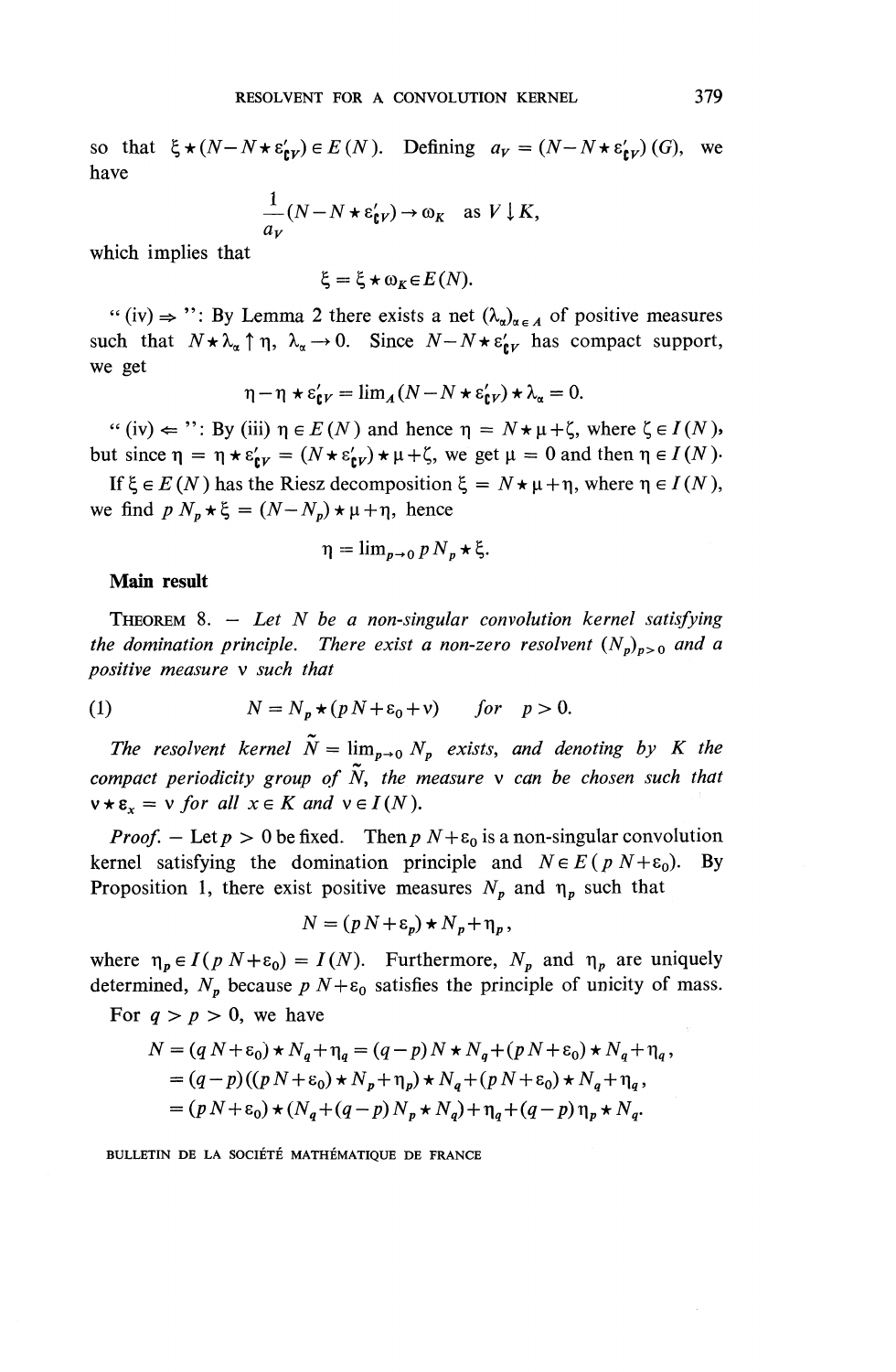so that $\xi \star (N - N \star \varepsilon'_{\mathfrak{c}V}) \in E(N)$. Defining $a_V = (N - N \star \varepsilon'_{\mathfrak{c}V})(G)$, we have

$$\frac{1}{a_V}(N - N \star \varepsilon'_{\mathfrak{c}V}) \to \omega_K \quad \text{as } V \downarrow K,$$

which implies that

$$\xi = \xi \star \omega_K \in E(N).$$

" (iv) $\Rightarrow$ ": By Lemma 2 there exists a net $(\lambda_\alpha)_{\alpha \in A}$ of positive measures such that $N \star \lambda_\alpha \uparrow \eta$, $\lambda_\alpha \to 0$. Since $N - N \star \varepsilon'_{\mathfrak{c}V}$ has compact support, we get

$$\eta - \eta \star \varepsilon'_{\mathfrak{c}V} = \lim_A (N - N \star \varepsilon'_{\mathfrak{c}V}) \star \lambda_\alpha = 0.$$

" (iv) $\Leftarrow$ ": By (iii) $\eta \in E(N)$ and hence $\eta = N \star \mu + \zeta$, where $\zeta \in I(N)$, but since $\eta = \eta \star \varepsilon'_{\mathfrak{c}V} = (N \star \varepsilon'_{\mathfrak{c}V}) \star \mu + \zeta$, we get $\mu = 0$ and then $\eta \in I(N)$.

If $\xi \in E(N)$ has the Riesz decomposition $\xi = N \star \mu + \eta$, where $\eta \in I(N)$, we find $p N_p \star \xi = (N - N_p) \star \mu + \eta$, hence

$$\eta = \lim_{p \to 0} p N_p \star \xi.$$

**Main result**

THEOREM 8. — *Let $N$ be a non-singular convolution kernel satisfying the domination principle. There exist a non-zero resolvent $(N_p)_{p>0}$ and a positive measure $\nu$ such that*

$$N = N_p \star (pN + \varepsilon_0 + \nu) \qquad \text{for} \quad p > 0. \tag{1}$$

*The resolvent kernel $\tilde{N} = \lim_{p \to 0} N_p$ exists, and denoting by $K$ the compact periodicity group of $\tilde{N}$, the measure $\nu$ can be chosen such that $\nu \star \varepsilon_x = \nu$ for all $x \in K$ and $\nu \in I(N)$.*

*Proof.* — Let $p > 0$ be fixed. Then $p N + \varepsilon_0$ is a non-singular convolution kernel satisfying the domination principle and $N \in E(pN + \varepsilon_0)$. By Proposition 1, there exist positive measures $N_p$ and $\eta_p$ such that

$$N = (pN + \varepsilon_p) \star N_p + \eta_p,$$

where $\eta_p \in I(pN + \varepsilon_0) = I(N)$. Furthermore, $N_p$ and $\eta_p$ are uniquely determined, $N_p$ because $pN + \varepsilon_0$ satisfies the principle of unicity of mass.

For $q > p > 0$, we have

$$\begin{aligned}
N = (qN + \varepsilon_0) \star N_q + \eta_q &= (q-p) N \star N_q + (pN + \varepsilon_0) \star N_q + \eta_q, \\
&= (q-p)((pN + \varepsilon_0) \star N_p + \eta_p) \star N_q + (pN + \varepsilon_0) \star N_q + \eta_q, \\
&= (pN + \varepsilon_0) \star (N_q + (q-p) N_p \star N_q) + \eta_q + (q-p) \eta_p \star N_q.
\end{aligned}$$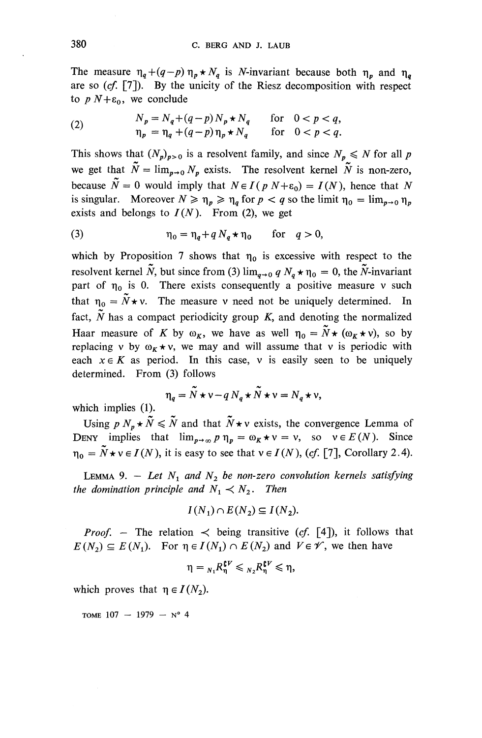The measure $\eta_q+(q-p)\,\eta_p \star N_q$ is $N$-invariant because both $\eta_p$ and $\eta_q$ are so (*cf.* [7]). By the unicity of the Riesz decomposition with respect to $p\,N+\varepsilon_0$, we conclude

$$
(2) \qquad \begin{aligned} N_p &= N_q+(q-p)\,N_p \star N_q \qquad \text{for} \quad 0<p<q,\\ \eta_p &= \eta_q+(q-p)\,\eta_p \star N_q \qquad \text{for} \quad 0<p<q. \end{aligned}
$$

This shows that $(N_p)_{p>0}$ is a resolvent family, and since $N_p \leqslant N$ for all $p$ we get that $\tilde{N} = \lim_{p \to 0} N_p$ exists. The resolvent kernel $\tilde{N}$ is non-zero, because $\tilde{N}=0$ would imply that $N \in I(\,p\,N+\varepsilon_0) = I(N)$, hence that $N$ is singular. Moreover $N \geqslant \eta_p \geqslant \eta_q$ for $p<q$ so the limit $\eta_0 = \lim_{p\to 0} \eta_p$ exists and belongs to $I(N)$. From (2), we get

$$
(3) \qquad \eta_0 = \eta_q + q\,N_q \star \eta_0 \qquad \text{for} \quad q>0,
$$

which by Proposition 7 shows that $\eta_0$ is excessive with respect to the resolvent kernel $\tilde{N}$, but since from (3) $\lim_{q\to 0} q\,N_q \star \eta_0 = 0$, the $\tilde{N}$-invariant part of $\eta_0$ is 0. There exists consequently a positive measure $\nu$ such that $\eta_0 = \tilde{N}\star\nu$. The measure $\nu$ need not be uniquely determined. In fact, $\tilde{N}$ has a compact periodicity group $K$, and denoting the normalized Haar measure of $K$ by $\omega_K$, we have as well $\eta_0 = \tilde{N}\star(\omega_K \star \nu)$, so by replacing $\nu$ by $\omega_K \star \nu$, we may and will assume that $\nu$ is periodic with each $x \in K$ as period. In this case, $\nu$ is easily seen to be uniquely determined. From (3) follows

$$
\eta_q = \tilde{N}\star\nu - q\,N_q \star \tilde{N} \star \nu = N_q \star \nu,
$$

which implies (1).

Using $p\,N_p \star \tilde{N} \leqslant \tilde{N}$ and that $\tilde{N}\star\nu$ exists, the convergence Lemma of Deny implies that $\lim_{p\to\infty} p\,\eta_p = \omega_K \star \nu = \nu$, so $\nu \in E(N)$. Since $\eta_0 = \tilde{N}\star\nu \in I(N)$, it is easy to see that $\nu \in I(N)$, (*cf.* [7], Corollary 2.4).

LEMMA 9. — *Let $N_1$ and $N_2$ be non-zero convolution kernels satisfying the domination principle and $N_1 \prec N_2$. Then*

$$
I(N_1) \cap E(N_2) \subseteq I(N_2).
$$

*Proof.* — The relation $\prec$ being transitive (*cf.* [4]), it follows that $E(N_2) \subseteq E(N_1)$. For $\eta \in I(N_1) \cap E(N_2)$ and $V \in \mathscr{V}$, we then have

$$
\eta = {}_{N_1}R_\eta^{\complement V} \leqslant {}_{N_2}R_\eta^{\complement V} \leqslant \eta,
$$

which proves that $\eta \in I(N_2)$.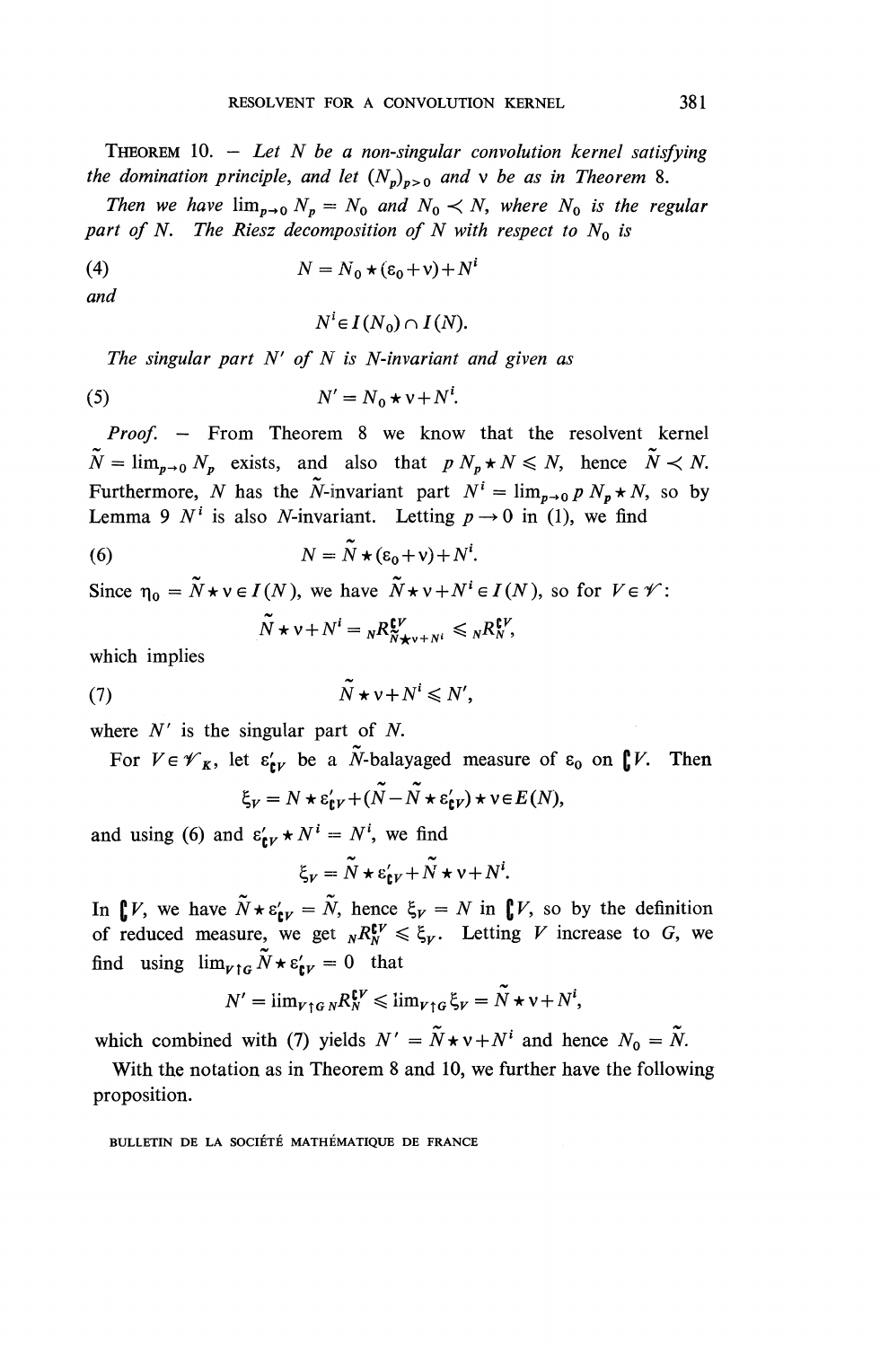**Theorem 10.** — *Let $N$ be a non-singular convolution kernel satisfying the domination principle, and let $(N_p)_{p>0}$ and $\nu$ be as in Theorem 8.*

*Then we have $\lim_{p\to 0} N_p = N_0$ and $N_0 \prec N$, where $N_0$ is the regular part of $N$. The Riesz decomposition of $N$ with respect to $N_0$ is*

$$N = N_0 \star (\varepsilon_0 + \nu) + N^i \tag{4}$$

*and*

$$N^i \in I(N_0) \cap I(N).$$

*The singular part $N'$ of $N$ is $N$-invariant and given as*

$$N' = N_0 \star \nu + N^i. \tag{5}$$

*Proof.* — From Theorem 8 we know that the resolvent kernel $\tilde{N} = \lim_{p\to 0} N_p$ exists, and also that $p\, N_p \star N \leqslant N$, hence $\tilde{N} \prec N$. Furthermore, $N$ has the $\tilde{N}$-invariant part $N^i = \lim_{p\to 0} p\, N_p \star N$, so by Lemma 9 $N^i$ is also $N$-invariant. Letting $p \to 0$ in (1), we find

$$N = \tilde{N} \star (\varepsilon_0 + \nu) + N^i. \tag{6}$$

Since $\eta_0 = \tilde{N} \star \nu \in I(N)$, we have $\tilde{N} \star \nu + N^i \in I(N)$, so for $V \in \mathscr{V}$:

$$\tilde{N} \star \nu + N^i = {}_N R^{\complement V}_{\tilde{N}\star\nu + N^i} \leqslant {}_N R^{\complement V}_N,$$

which implies

$$\tilde{N} \star \nu + N^i \leqslant N', \tag{7}$$

where $N'$ is the singular part of $N$.

For $V \in \mathscr{V}_K$, let $\varepsilon'_{\complement V}$ be a $\tilde{N}$-balayaged measure of $\varepsilon_0$ on $\complement V$. Then

$$\xi_V = N \star \varepsilon'_{\complement V} + (\tilde{N} - \tilde{N} \star \varepsilon'_{\complement V}) \star \nu \in E(N),$$

and using (6) and $\varepsilon'_{\complement V} \star N^i = N^i$, we find

$$\xi_V = \tilde{N} \star \varepsilon'_{\complement V} + \tilde{N} \star \nu + N^i.$$

In $\complement V$, we have $\tilde{N} \star \varepsilon'_{\complement V} = \tilde{N}$, hence $\xi_V = N$ in $\complement V$, so by the definition of reduced measure, we get ${}_N R^{\complement V}_N \leqslant \xi_V$. Letting $V$ increase to $G$, we find using $\lim_{V \uparrow G} \tilde{N} \star \varepsilon'_{\complement V} = 0$ that

$$N' = \lim_{V\uparrow G} {}_N R^{\complement V}_N \leqslant \lim_{V \uparrow G} \xi_V = \tilde{N} \star \nu + N^i,$$

which combined with (7) yields $N' = \tilde{N} \star \nu + N^i$ and hence $N_0 = \tilde{N}$.

With the notation as in Theorem 8 and 10, we further have the following proposition.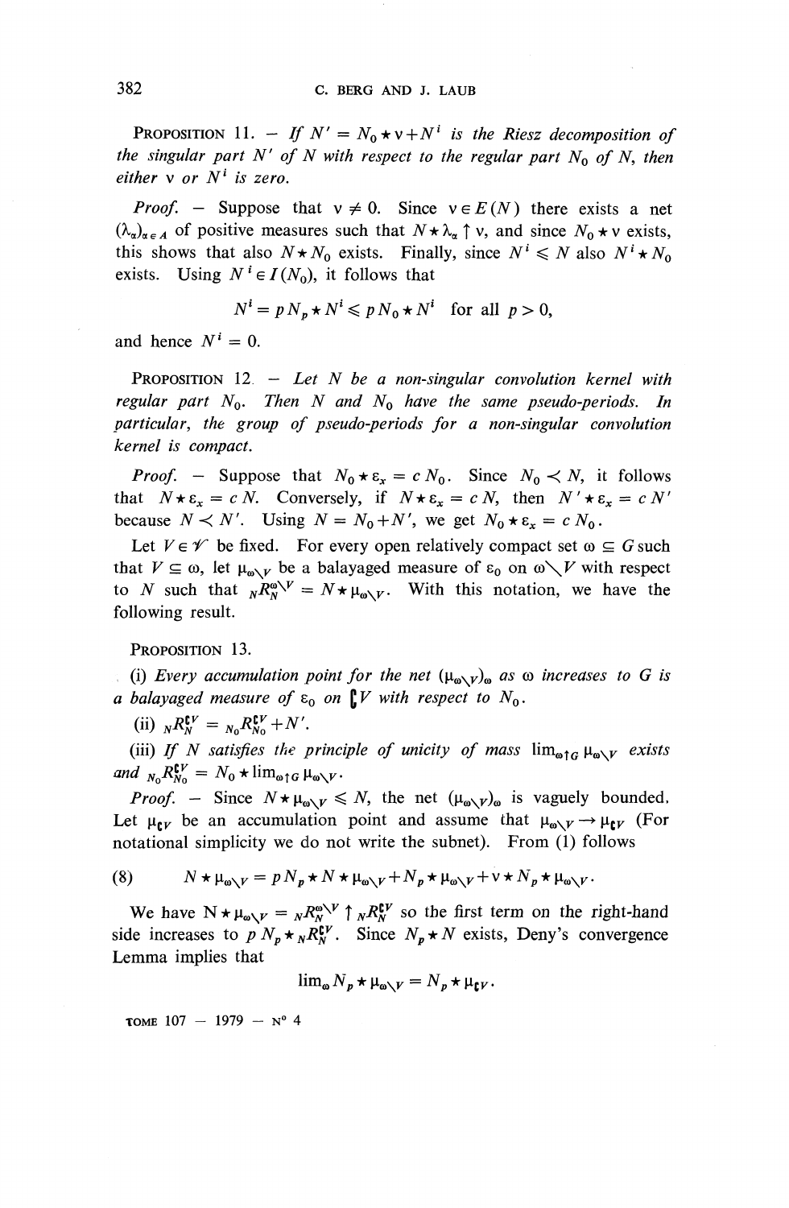PROPOSITION 11. — *If $N' = N_0 \star \nu + N^i$ is the Riesz decomposition of the singular part $N'$ of $N$ with respect to the regular part $N_0$ of $N$, then either $\nu$ or $N^i$ is zero.*

*Proof.* — Suppose that $\nu \neq 0$. Since $\nu \in E(N)$ there exists a net $(\lambda_\alpha)_{\alpha \in A}$ of positive measures such that $N \star \lambda_\alpha \uparrow \nu$, and since $N_0 \star \nu$ exists, this shows that also $N \star N_0$ exists. Finally, since $N^i \leqslant N$ also $N^i \star N_0$ exists. Using $N^i \in I(N_0)$, it follows that

$$N^i = p N_p \star N^i \leqslant p N_0 \star N^i \quad \text{for all } p > 0,$$

and hence $N^i = 0$.

PROPOSITION 12. — *Let $N$ be a non-singular convolution kernel with regular part $N_0$. Then $N$ and $N_0$ have the same pseudo-periods. In particular, the group of pseudo-periods for a non-singular convolution kernel is compact.*

*Proof.* — Suppose that $N_0 \star \varepsilon_x = c\, N_0$. Since $N_0 \prec N$, it follows that $N \star \varepsilon_x = c\, N$. Conversely, if $N \star \varepsilon_x = c\, N$, then $N' \star \varepsilon_x = c\, N'$ because $N \prec N'$. Using $N = N_0 + N'$, we get $N_0 \star \varepsilon_x = c\, N_0$.

Let $V \in \mathscr{V}$ be fixed. For every open relatively compact set $\omega \subseteq G$ such that $V \subseteq \omega$, let $\mu_{\omega \setminus V}$ be a balayaged measure of $\varepsilon_0$ on $\omega \setminus V$ with respect to $N$ such that ${}_N R_N^{\omega \setminus V} = N \star \mu_{\omega \setminus V}$. With this notation, we have the following result.

PROPOSITION 13.

(i) *Every accumulation point for the net $(\mu_{\omega \setminus V})_\omega$ as $\omega$ increases to $G$ is a balayaged measure of $\varepsilon_0$ on $\complement V$ with respect to $N_0$.*

(ii) ${}_N R_N^{\complement V} = {}_{N_0} R_{N_0}^{\complement V} + N'$.

(iii) *If $N$ satisfies the principle of unicity of mass $\lim_{\omega \uparrow G} \mu_{\omega \setminus V}$ exists and ${}_{N_0} R_{N_0}^{\complement V} = N_0 \star \lim_{\omega \uparrow G} \mu_{\omega \setminus V}$.*

*Proof.* — Since $N \star \mu_{\omega \setminus V} \leqslant N$, the net $(\mu_{\omega \setminus V})_\omega$ is vaguely bounded. Let $\mu_{\complement V}$ be an accumulation point and assume that $\mu_{\omega \setminus V} \to \mu_{\complement V}$ (For notational simplicity we do not write the subnet). From (1) follows

$$N \star \mu_{\omega \setminus V} = p N_p \star N \star \mu_{\omega \setminus V} + N_p \star \mu_{\omega \setminus V} + \nu \star N_p \star \mu_{\omega \setminus V}. \tag{8}$$

We have $N \star \mu_{\omega \setminus V} = {}_N R_N^{\omega \setminus V} \uparrow {}_N R_N^{\complement V}$ so the first term on the right-hand side increases to $p N_p \star {}_N R_N^{\complement V}$. Since $N_p \star N$ exists, Deny's convergence Lemma implies that

$$\lim_\omega N_p \star \mu_{\omega \setminus V} = N_p \star \mu_{\complement V}.$$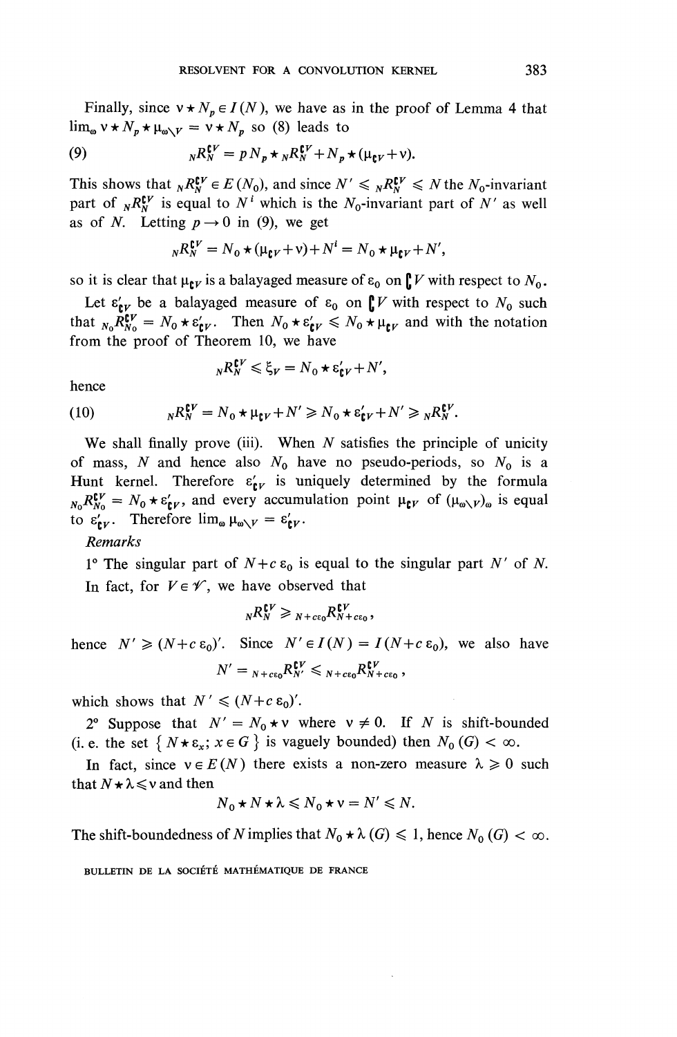Finally, since $\nu \star N_p \in I(N)$, we have as in the proof of Lemma 4 that $\lim_\omega \nu \star N_p \star \mu_{\omega \setminus V} = \nu \star N_p$ so (8) leads to

$$ {}_N R_N^{\complement V} = p\, N_p \star {}_N R_N^{\complement V} + N_p \star (\mu_{\complement V} + \nu). \tag{9}$$

This shows that ${}_N R_N^{\complement V} \in E(N_0)$, and since $N' \leqslant {}_N R_N^{\complement V} \leqslant N$ the $N_0$-invariant part of ${}_N R_N^{\complement V}$ is equal to $N^i$ which is the $N_0$-invariant part of $N'$ as well as of $N$. Letting $p \to 0$ in (9), we get

$$ {}_N R_N^{\complement V} = N_0 \star (\mu_{\complement V} + \nu) + N^i = N_0 \star \mu_{\complement V} + N', $$

so it is clear that $\mu_{\complement V}$ is a balayaged measure of $\varepsilon_0$ on $\complement V$ with respect to $N_0$.

Let $\varepsilon'_{\complement V}$ be a balayaged measure of $\varepsilon_0$ on $\complement V$ with respect to $N_0$ such that ${}_{N_0} R_{N_0}^{\complement V} = N_0 \star \varepsilon'_{\complement V}$. Then $N_0 \star \varepsilon'_{\complement V} \leqslant N_0 \star \mu_{\complement V}$ and with the notation from the proof of Theorem 10, we have

$$ {}_N R_N^{\complement V} \leqslant \xi_V = N_0 \star \varepsilon'_{\complement V} + N', $$

hence

$$ {}_N R_N^{\complement V} = N_0 \star \mu_{\complement V} + N' \geqslant N_0 \star \varepsilon'_{\complement V} + N' \geqslant {}_N R_N^{\complement V}. \tag{10}$$

We shall finally prove (iii). When $N$ satisfies the principle of unicity of mass, $N$ and hence also $N_0$ have no pseudo-periods, so $N_0$ is a Hunt kernel. Therefore $\varepsilon'_{\complement V}$ is uniquely determined by the formula ${}_{N_0} R_{N_0}^{\complement V} = N_0 \star \varepsilon'_{\complement V}$, and every accumulation point $\mu_{\complement V}$ of $(\mu_{\omega \setminus V})_\omega$ is equal to $\varepsilon'_{\complement V}$. Therefore $\lim_\omega \mu_{\omega \setminus V} = \varepsilon'_{\complement V}$.

*Remarks*

1° The singular part of $N + c\,\varepsilon_0$ is equal to the singular part $N'$ of $N$.

In fact, for $V \in \mathscr{V}$, we have observed that

$$ {}_N R_N^{\complement V} \geqslant {}_{N + c\varepsilon_0} R_{N + c\varepsilon_0}^{\complement V}, $$

hence $N' \geqslant (N + c\,\varepsilon_0)'$. Since $N' \in I(N) = I(N + c\,\varepsilon_0)$, we also have

$$ N' = {}_{N + c\varepsilon_0} R_{N'}^{\complement V} \leqslant {}_{N + c\varepsilon_0} R_{N + c\varepsilon_0}^{\complement V}, $$

which shows that $N' \leqslant (N + c\,\varepsilon_0)'$.

2° Suppose that $N' = N_0 \star \nu$ where $\nu \neq 0$. If $N$ is shift-bounded (i. e. the set $\{ N \star \varepsilon_x;\, x \in G \}$ is vaguely bounded) then $N_0(G) < \infty$.

In fact, since $\nu \in E(N)$ there exists a non-zero measure $\lambda \geqslant 0$ such that $N \star \lambda \leqslant \nu$ and then

$$ N_0 \star N \star \lambda \leqslant N_0 \star \nu = N' \leqslant N. $$

The shift-boundedness of $N$ implies that $N_0 \star \lambda\,(G) \leqslant 1$, hence $N_0(G) < \infty$.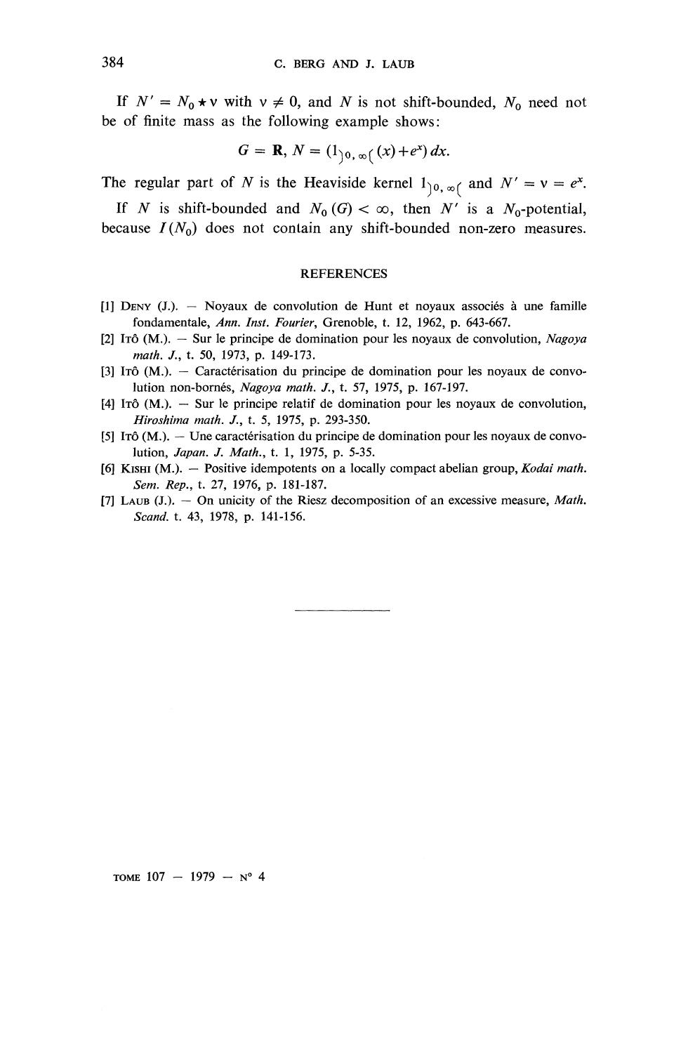If $N' = N_0 \star \nu$ with $\nu \neq 0$, and $N$ is not shift-bounded, $N_0$ need not be of finite mass as the following example shows:

$$G = \mathbf{R},\ N = (1_{]0,\infty[}(x) + e^x)\, dx.$$

The regular part of $N$ is the Heaviside kernel $1_{]0,\infty[}$ and $N' = \nu = e^x$.

If $N$ is shift-bounded and $N_0(G) < \infty$, then $N'$ is a $N_0$-potential, because $I(N_0)$ does not contain any shift-bounded non-zero measures.

## REFERENCES

[1] Deny (J.). — Noyaux de convolution de Hunt et noyaux associés à une famille fondamentale, *Ann. Inst. Fourier*, Grenoble, t. 12, 1962, p. 643-667.

[2] Itô (M.). — Sur le principe de domination pour les noyaux de convolution, *Nagoya math. J.*, t. 50, 1973, p. 149-173.

[3] Itô (M.). — Caractérisation du principe de domination pour les noyaux de convolution non-bornés, *Nagoya math. J.*, t. 57, 1975, p. 167-197.

[4] Itô (M.). — Sur le principe relatif de domination pour les noyaux de convolution, *Hiroshima math. J.*, t. 5, 1975, p. 293-350.

[5] Itô (M.). — Une caractérisation du principe de domination pour les noyaux de convolution, *Japan. J. Math.*, t. 1, 1975, p. 5-35.

[6] Kishi (M.). — Positive idempotents on a locally compact abelian group, *Kodai math. Sem. Rep.*, t. 27, 1976, p. 181-187.

[7] Laub (J.). — On unicity of the Riesz decomposition of an excessive measure, *Math. Scand.* t. 43, 1978, p. 141-156.